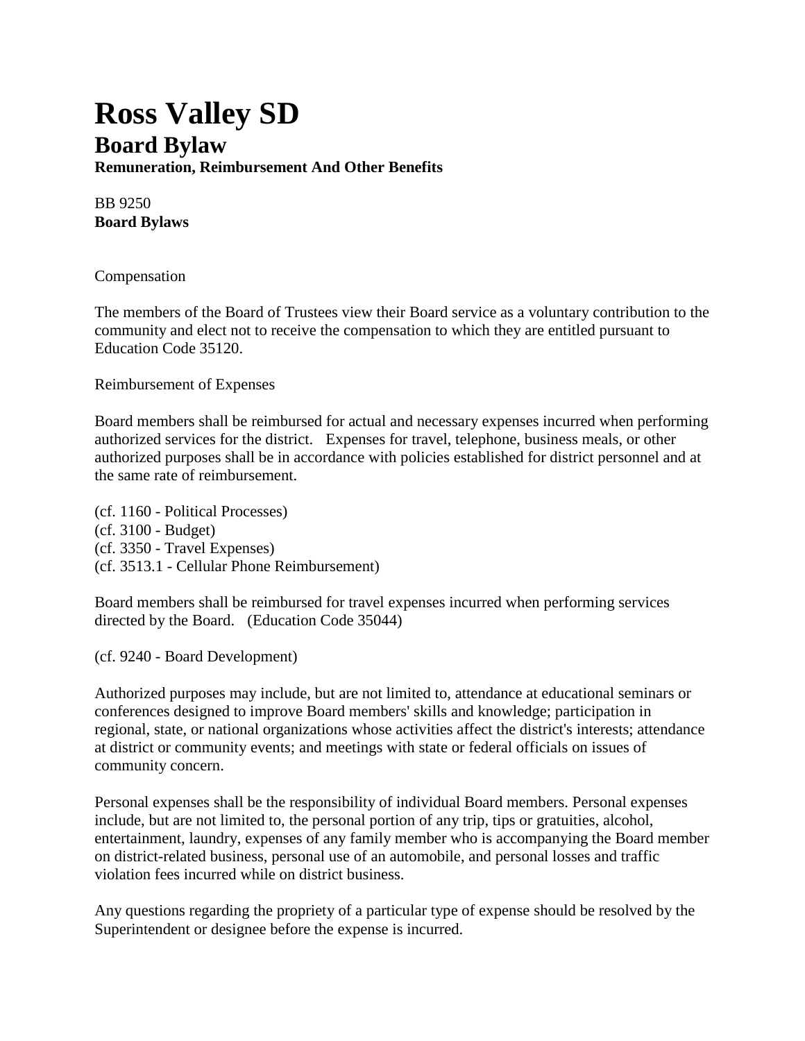# Ross Valley SD

## Board Bylaw

**Remuneration, Reimbursement And Other Benefits**

BB 9250
**Board Bylaws**

Compensation

The members of the Board of Trustees view their Board service as a voluntary contribution to the community and elect not to receive the compensation to which they are entitled pursuant to Education Code 35120.

Reimbursement of Expenses

Board members shall be reimbursed for actual and necessary expenses incurred when performing authorized services for the district. Expenses for travel, telephone, business meals, or other authorized purposes shall be in accordance with policies established for district personnel and at the same rate of reimbursement.

(cf. 1160 - Political Processes)
(cf. 3100 - Budget)
(cf. 3350 - Travel Expenses)
(cf. 3513.1 - Cellular Phone Reimbursement)

Board members shall be reimbursed for travel expenses incurred when performing services directed by the Board. (Education Code 35044)

(cf. 9240 - Board Development)

Authorized purposes may include, but are not limited to, attendance at educational seminars or conferences designed to improve Board members' skills and knowledge; participation in regional, state, or national organizations whose activities affect the district's interests; attendance at district or community events; and meetings with state or federal officials on issues of community concern.

Personal expenses shall be the responsibility of individual Board members. Personal expenses include, but are not limited to, the personal portion of any trip, tips or gratuities, alcohol, entertainment, laundry, expenses of any family member who is accompanying the Board member on district-related business, personal use of an automobile, and personal losses and traffic violation fees incurred while on district business.

Any questions regarding the propriety of a particular type of expense should be resolved by the Superintendent or designee before the expense is incurred.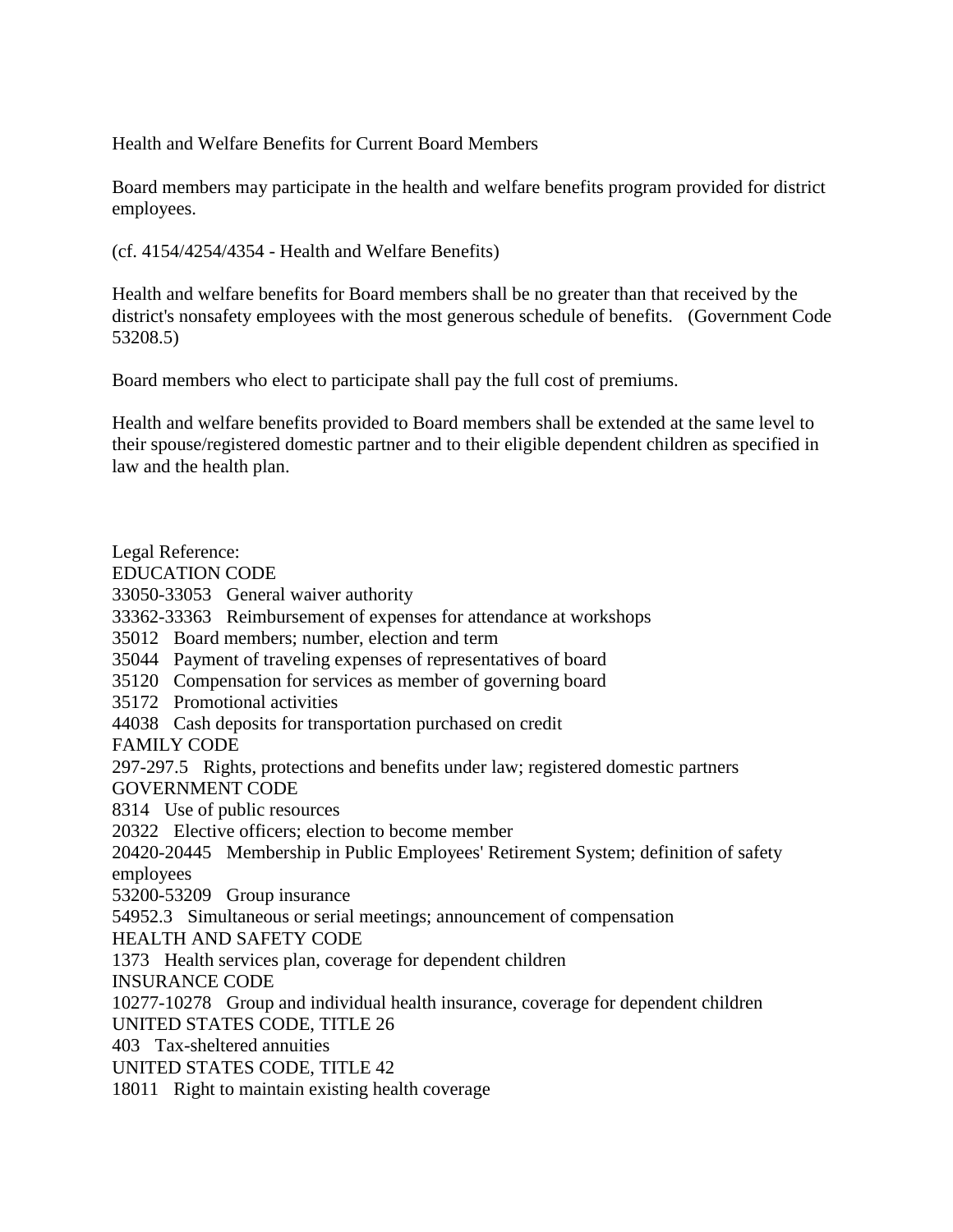Health and Welfare Benefits for Current Board Members

Board members may participate in the health and welfare benefits program provided for district employees.

(cf. 4154/4254/4354 - Health and Welfare Benefits)

Health and welfare benefits for Board members shall be no greater than that received by the district's nonsafety employees with the most generous schedule of benefits. (Government Code 53208.5)

Board members who elect to participate shall pay the full cost of premiums.

Health and welfare benefits provided to Board members shall be extended at the same level to their spouse/registered domestic partner and to their eligible dependent children as specified in law and the health plan.

Legal Reference:
EDUCATION CODE
33050-33053 General waiver authority
33362-33363 Reimbursement of expenses for attendance at workshops
35012 Board members; number, election and term
35044 Payment of traveling expenses of representatives of board
35120 Compensation for services as member of governing board
35172 Promotional activities
44038 Cash deposits for transportation purchased on credit
FAMILY CODE
297-297.5 Rights, protections and benefits under law; registered domestic partners
GOVERNMENT CODE
8314 Use of public resources
20322 Elective officers; election to become member
20420-20445 Membership in Public Employees' Retirement System; definition of safety employees
53200-53209 Group insurance
54952.3 Simultaneous or serial meetings; announcement of compensation
HEALTH AND SAFETY CODE
1373 Health services plan, coverage for dependent children
INSURANCE CODE
10277-10278 Group and individual health insurance, coverage for dependent children
UNITED STATES CODE, TITLE 26
403 Tax-sheltered annuities
UNITED STATES CODE, TITLE 42
18011 Right to maintain existing health coverage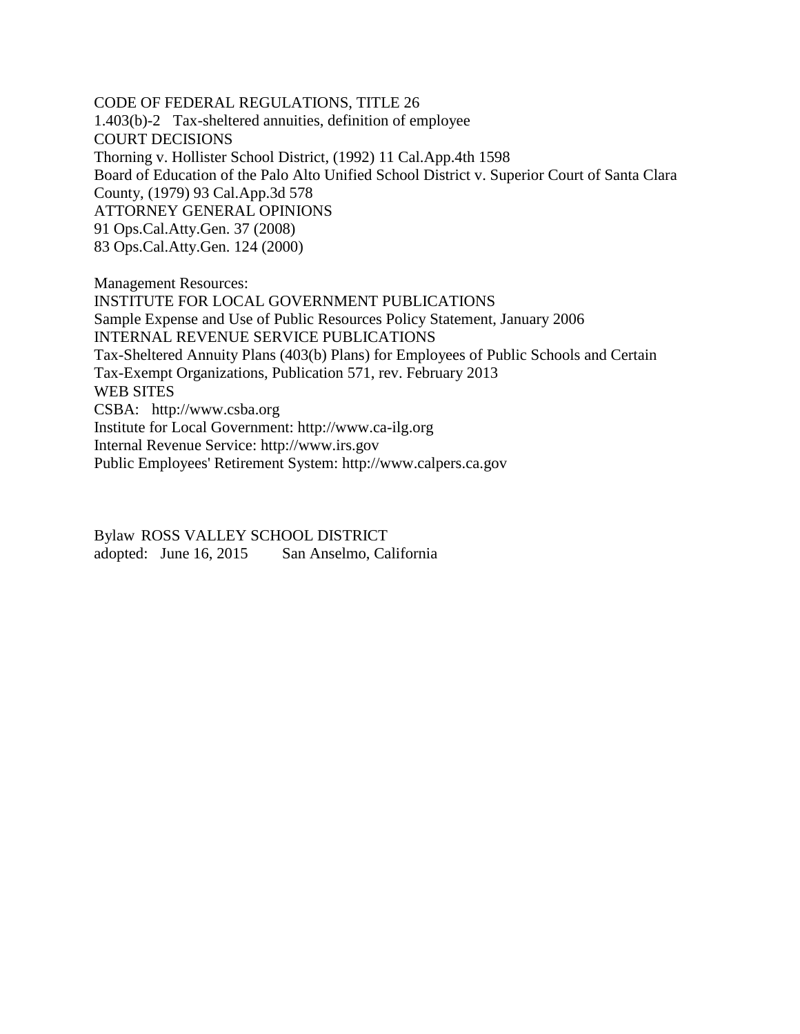CODE OF FEDERAL REGULATIONS, TITLE 26

1.403(b)-2 Tax-sheltered annuities, definition of employee

COURT DECISIONS

Thorning v. Hollister School District, (1992) 11 Cal.App.4th 1598

Board of Education of the Palo Alto Unified School District v. Superior Court of Santa Clara County, (1979) 93 Cal.App.3d 578

ATTORNEY GENERAL OPINIONS

91 Ops.Cal.Atty.Gen. 37 (2008)

83 Ops.Cal.Atty.Gen. 124 (2000)

Management Resources:

INSTITUTE FOR LOCAL GOVERNMENT PUBLICATIONS

Sample Expense and Use of Public Resources Policy Statement, January 2006

INTERNAL REVENUE SERVICE PUBLICATIONS

Tax-Sheltered Annuity Plans (403(b) Plans) for Employees of Public Schools and Certain Tax-Exempt Organizations, Publication 571, rev. February 2013

WEB SITES

CSBA: http://www.csba.org

Institute for Local Government: http://www.ca-ilg.org

Internal Revenue Service: http://www.irs.gov

Public Employees' Retirement System: http://www.calpers.ca.gov

Bylaw ROSS VALLEY SCHOOL DISTRICT

adopted: June 16, 2015 San Anselmo, California